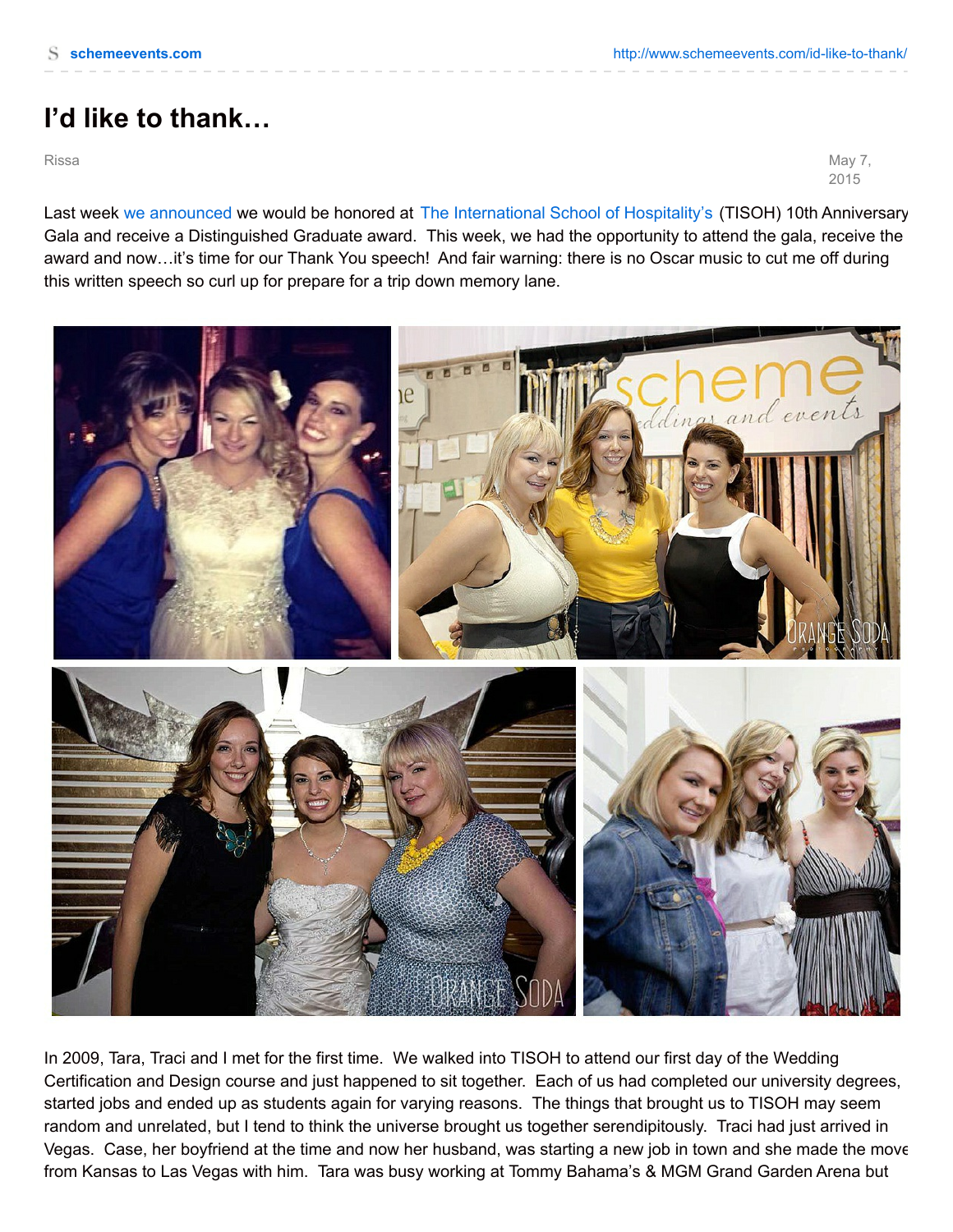# I'd like to thank…

Rissa

May 7, 2015

Last week we announced we would be honored at The International School of Hospitality's (TISOH) 10th Anniversary Gala and receive a Distinguished Graduate award. This week, we had the opportunity to attend the gala, receive the award and now…it's time for our Thank You speech! And fair warning: there is no Oscar music to cut me off during this written speech so curl up for prepare for a trip down memory lane.

In 2009, Tara, Traci and I met for the first time. We walked into TISOH to attend our first day of the Wedding Certification and Design course and just happened to sit together. Each of us had completed our university degrees, started jobs and ended up as students again for varying reasons. The things that brought us to TISOH may seem random and unrelated, but I tend to think the universe brought us together serendipitously. Traci had just arrived in Vegas. Case, her boyfriend at the time and now her husband, was starting a new job in town and she made the move from Kansas to Las Vegas with him. Tara was busy working at Tommy Bahama's & MGM Grand Garden Arena but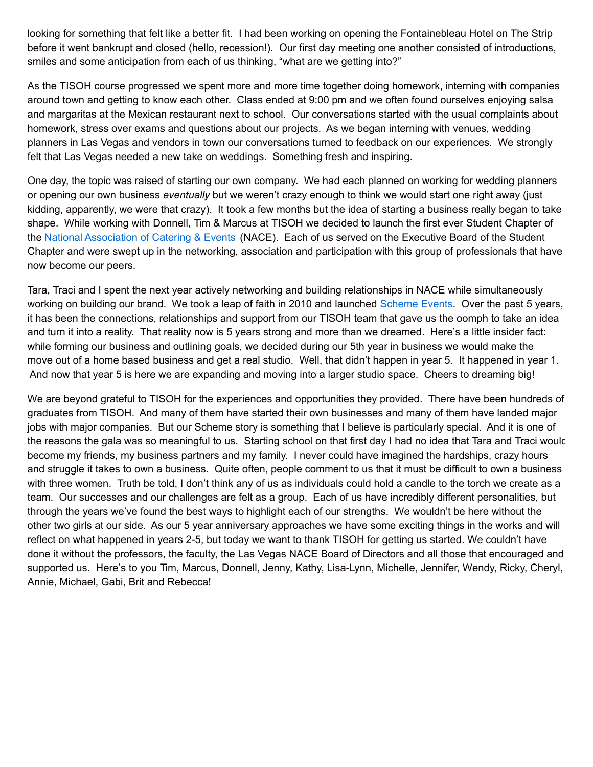looking for something that felt like a better fit. I had been working on opening the Fontainebleau Hotel on The Strip before it went bankrupt and closed (hello, recession!). Our first day meeting one another consisted of introductions, smiles and some anticipation from each of us thinking, "what are we getting into?"

As the TISOH course progressed we spent more and more time together doing homework, interning with companies around town and getting to know each other. Class ended at 9:00 pm and we often found ourselves enjoying salsa and margaritas at the Mexican restaurant next to school. Our conversations started with the usual complaints about homework, stress over exams and questions about our projects. As we began interning with venues, wedding planners in Las Vegas and vendors in town our conversations turned to feedback on our experiences. We strongly felt that Las Vegas needed a new take on weddings. Something fresh and inspiring.

One day, the topic was raised of starting our own company. We had each planned on working for wedding planners or opening our own business *eventually* but we weren't crazy enough to think we would start one right away (just kidding, apparently, we were that crazy). It took a few months but the idea of starting a business really began to take shape. While working with Donnell, Tim & Marcus at TISOH we decided to launch the first ever Student Chapter of the National Association of Catering & Events (NACE). Each of us served on the Executive Board of the Student Chapter and were swept up in the networking, association and participation with this group of professionals that have now become our peers.

Tara, Traci and I spent the next year actively networking and building relationships in NACE while simultaneously working on building our brand. We took a leap of faith in 2010 and launched Scheme Events. Over the past 5 years, it has been the connections, relationships and support from our TISOH team that gave us the oomph to take an idea and turn it into a reality. That reality now is 5 years strong and more than we dreamed. Here's a little insider fact: while forming our business and outlining goals, we decided during our 5th year in business we would make the move out of a home based business and get a real studio. Well, that didn't happen in year 5. It happened in year 1. And now that year 5 is here we are expanding and moving into a larger studio space. Cheers to dreaming big!

We are beyond grateful to TISOH for the experiences and opportunities they provided. There have been hundreds of graduates from TISOH. And many of them have started their own businesses and many of them have landed major jobs with major companies. But our Scheme story is something that I believe is particularly special. And it is one of the reasons the gala was so meaningful to us. Starting school on that first day I had no idea that Tara and Traci would become my friends, my business partners and my family. I never could have imagined the hardships, crazy hours and struggle it takes to own a business. Quite often, people comment to us that it must be difficult to own a business with three women. Truth be told, I don't think any of us as individuals could hold a candle to the torch we create as a team. Our successes and our challenges are felt as a group. Each of us have incredibly different personalities, but through the years we've found the best ways to highlight each of our strengths. We wouldn't be here without the other two girls at our side. As our 5 year anniversary approaches we have some exciting things in the works and will reflect on what happened in years 2-5, but today we want to thank TISOH for getting us started. We couldn't have done it without the professors, the faculty, the Las Vegas NACE Board of Directors and all those that encouraged and supported us. Here's to you Tim, Marcus, Donnell, Jenny, Kathy, Lisa-Lynn, Michelle, Jennifer, Wendy, Ricky, Cheryl, Annie, Michael, Gabi, Brit and Rebecca!